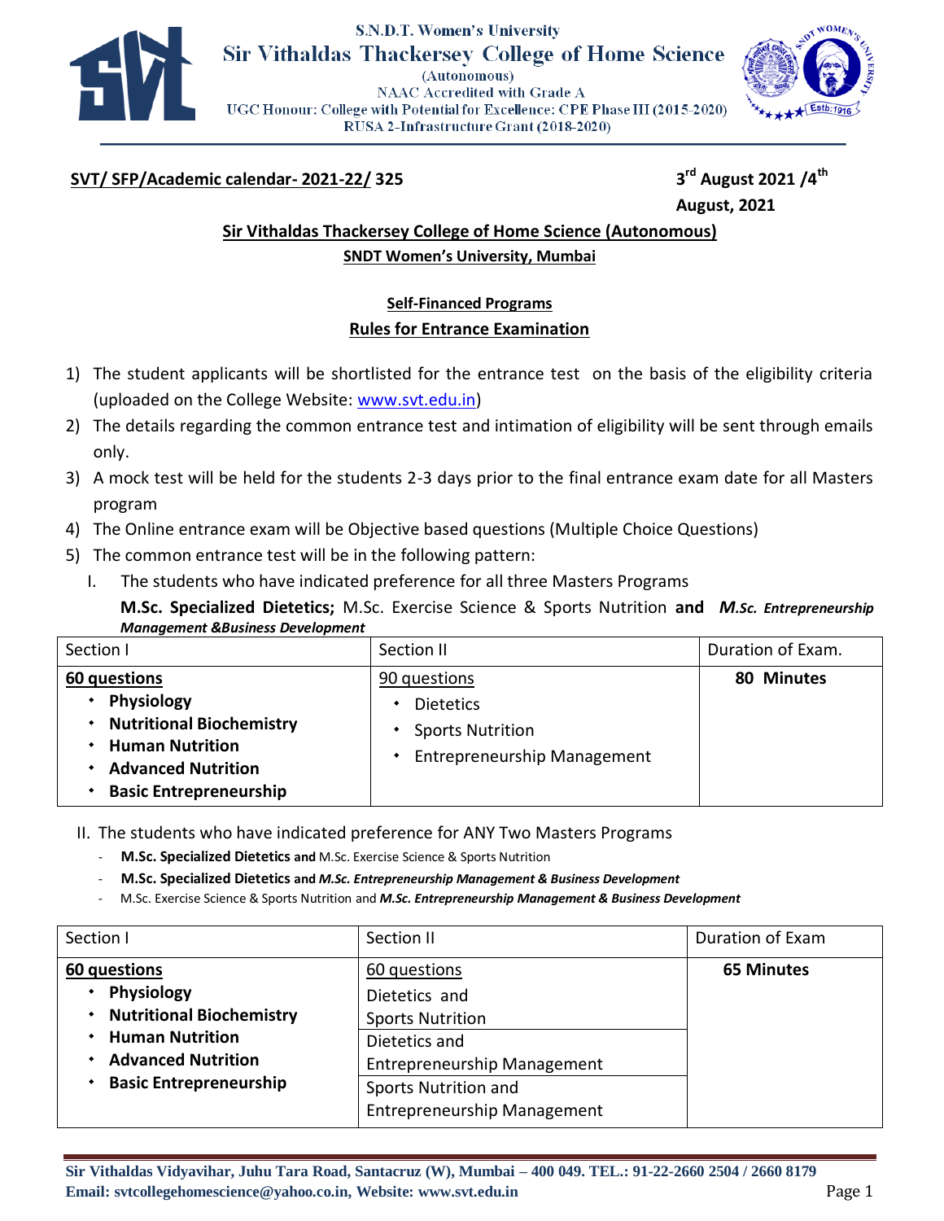S.N.D.T. Women's University

**Sir Vithaldas Thackersey College of Home Science**

(Autonomous)

NAAC Accredited with Grade A

UGC Honour: College with Potential for Excellence: CPE Phase III (2015-2020)

RUSA 2-Infrastructure Grant (2018-2020)

**SVT/ SFP/Academic calendar- 2021-22/ 325** **3rd August 2021 /4th August, 2021**

## Sir Vithaldas Thackersey College of Home Science (Autonomous)

### SNDT Women's University, Mumbai

### Self-Financed Programs

### Rules for Entrance Examination

1) The student applicants will be shortlisted for the entrance test on the basis of the eligibility criteria (uploaded on the College Website: www.svt.edu.in)
2) The details regarding the common entrance test and intimation of eligibility will be sent through emails only.
3) A mock test will be held for the students 2-3 days prior to the final entrance exam date for all Masters program
4) The Online entrance exam will be Objective based questions (Multiple Choice Questions)
5) The common entrance test will be in the following pattern:
   I. The students who have indicated preference for all three Masters Programs

   **M.Sc. Specialized Dietetics;** M.Sc. Exercise Science & Sports Nutrition **and** ***M.Sc. Entrepreneurship Management &Business Development***

| Section I | Section II | Duration of Exam. |
|---|---|---|
| **60 questions**<br>• **Physiology**<br>• **Nutritional Biochemistry**<br>• **Human Nutrition**<br>• **Advanced Nutrition**<br>• **Basic Entrepreneurship** | 90 questions<br>• Dietetics<br>• Sports Nutrition<br>• Entrepreneurship Management | **80 Minutes** |

   II. The students who have indicated preference for ANY Two Masters Programs

   - **M.Sc. Specialized Dietetics and** M.Sc. Exercise Science & Sports Nutrition
   - **M.Sc. Specialized Dietetics and** ***M.Sc. Entrepreneurship Management & Business Development***
   - M.Sc. Exercise Science & Sports Nutrition and ***M.Sc. Entrepreneurship Management & Business Development***

| Section I | Section II | Duration of Exam |
|---|---|---|
| **60 questions**<br>• **Physiology**<br>• **Nutritional Biochemistry**<br>• **Human Nutrition**<br>• **Advanced Nutrition**<br>• **Basic Entrepreneurship** | 60 questions<br>Dietetics and Sports Nutrition<br>Dietetics and Entrepreneurship Management<br>Sports Nutrition and Entrepreneurship Management | **65 Minutes** |

Sir Vithaldas Vidyavihar, Juhu Tara Road, Santacruz (W), Mumbai – 400 049. TEL.: 91-22-2660 2504 / 2660 8179
Email: svtcollegehomescience@yahoo.co.in, Website: www.svt.edu.in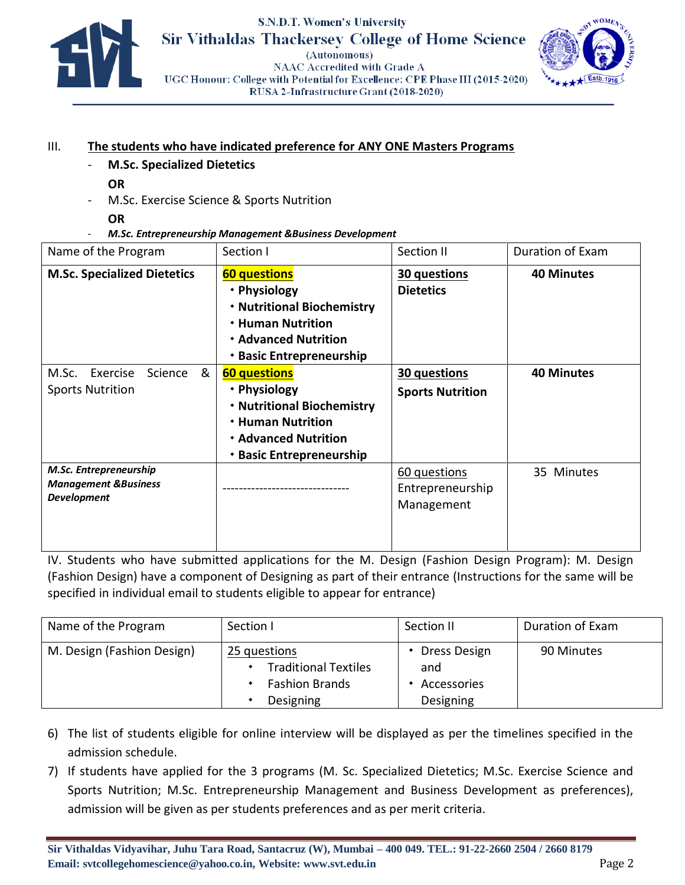III. **The students who have indicated preference for ANY ONE Masters Programs**

- **M.Sc. Specialized Dietetics**

  **OR**

- M.Sc. Exercise Science & Sports Nutrition

  **OR**

- ***M.Sc. Entrepreneurship Management &Business Development***

| Name of the Program | Section I | Section II | Duration of Exam |
|---|---|---|---|
| **M.Sc. Specialized Dietetics** | **60 questions**<br>• **Physiology**<br>• **Nutritional Biochemistry**<br>• **Human Nutrition**<br>• **Advanced Nutrition**<br>• **Basic Entrepreneurship** | **30 questions**<br>**Dietetics** | **40 Minutes** |
| M.Sc. Exercise Science & Sports Nutrition | **60 questions**<br>• **Physiology**<br>• **Nutritional Biochemistry**<br>• **Human Nutrition**<br>• **Advanced Nutrition**<br>• **Basic Entrepreneurship** | **30 questions**<br>**Sports Nutrition** | **40 Minutes** |
| ***M.Sc. Entrepreneurship Management &Business Development*** | ------------------------------- | 60 questions<br>Entrepreneurship Management | 35 Minutes |

IV. Students who have submitted applications for the M. Design (Fashion Design Program): M. Design (Fashion Design) have a component of Designing as part of their entrance (Instructions for the same will be specified in individual email to students eligible to appear for entrance)

| Name of the Program | Section I | Section II | Duration of Exam |
|---|---|---|---|
| M. Design (Fashion Design) | 25 questions<br>• Traditional Textiles<br>• Fashion Brands<br>• Designing | • Dress Design and<br>• Accessories Designing | 90 Minutes |

6) The list of students eligible for online interview will be displayed as per the timelines specified in the admission schedule.
7) If students have applied for the 3 programs (M. Sc. Specialized Dietetics; M.Sc. Exercise Science and Sports Nutrition; M.Sc. Entrepreneurship Management and Business Development as preferences), admission will be given as per students preferences and as per merit criteria.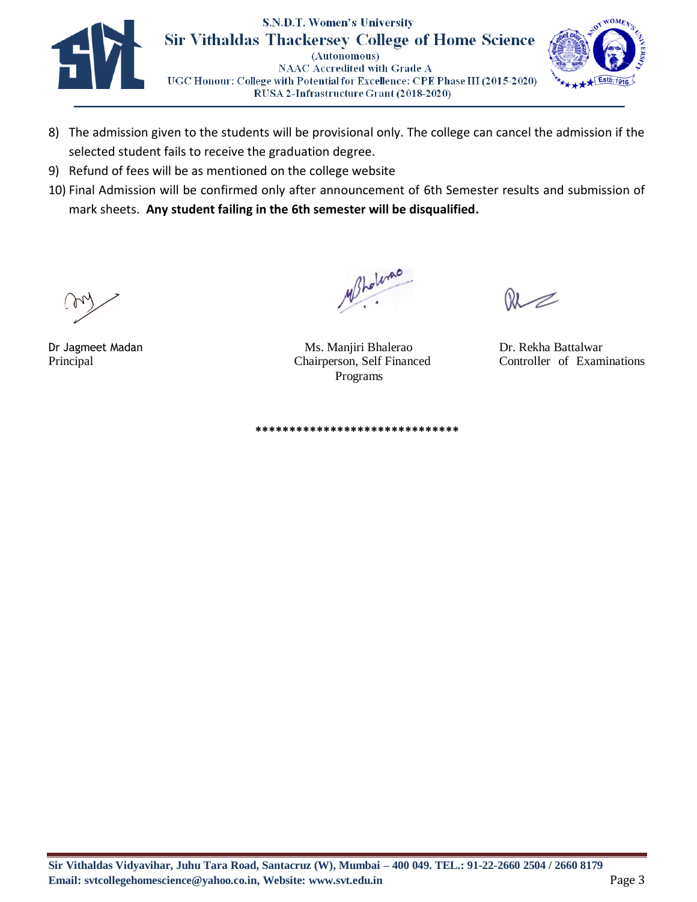8) The admission given to the students will be provisional only. The college can cancel the admission if the selected student fails to receive the graduation degree.
9) Refund of fees will be as mentioned on the college website
10) Final Admission will be confirmed only after announcement of 6th Semester results and submission of mark sheets. **Any student failing in the 6th semester will be disqualified.**

| | | |
|---|---|---|
| Dr Jagmeet Madan | Ms. Manjiri Bhalerao | Dr. Rekha Battalwar |
| Principal | Chairperson, Self Financed Programs | Controller of Examinations |

******************************